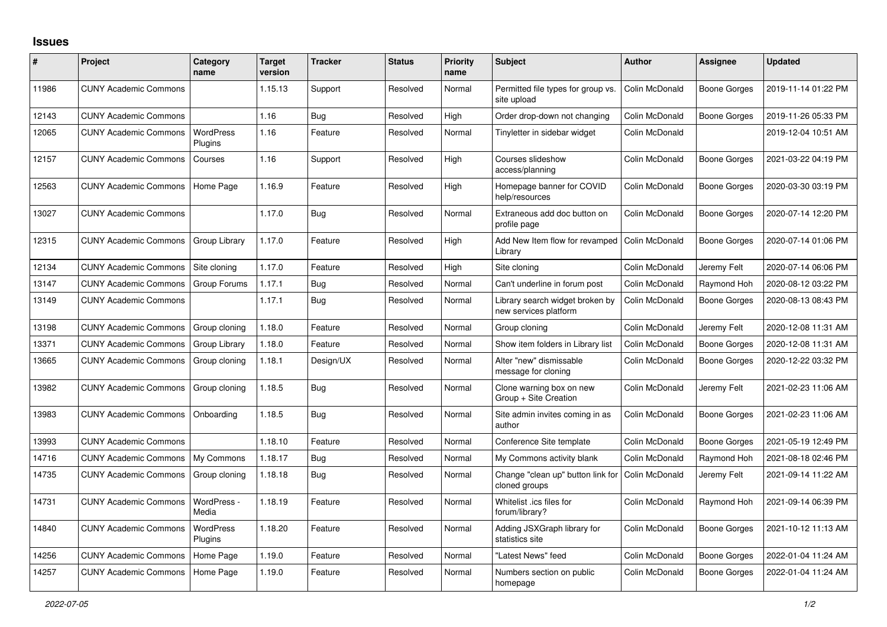## Issues

| # | Project | Category name | Target version | Tracker | Status | Priority name | Subject | Author | Assignee | Updated |
|---|---|---|---|---|---|---|---|---|---|---|
| 11986 | CUNY Academic Commons | | 1.15.13 | Support | Resolved | Normal | Permitted file types for group vs. site upload | Colin McDonald | Boone Gorges | 2019-11-14 01:22 PM |
| 12143 | CUNY Academic Commons | | 1.16 | Bug | Resolved | High | Order drop-down not changing | Colin McDonald | Boone Gorges | 2019-11-26 05:33 PM |
| 12065 | CUNY Academic Commons | WordPress Plugins | 1.16 | Feature | Resolved | Normal | Tinyletter in sidebar widget | Colin McDonald | | 2019-12-04 10:51 AM |
| 12157 | CUNY Academic Commons | Courses | 1.16 | Support | Resolved | High | Courses slideshow access/planning | Colin McDonald | Boone Gorges | 2021-03-22 04:19 PM |
| 12563 | CUNY Academic Commons | Home Page | 1.16.9 | Feature | Resolved | High | Homepage banner for COVID help/resources | Colin McDonald | Boone Gorges | 2020-03-30 03:19 PM |
| 13027 | CUNY Academic Commons | | 1.17.0 | Bug | Resolved | Normal | Extraneous add doc button on profile page | Colin McDonald | Boone Gorges | 2020-07-14 12:20 PM |
| 12315 | CUNY Academic Commons | Group Library | 1.17.0 | Feature | Resolved | High | Add New Item flow for revamped Library | Colin McDonald | Boone Gorges | 2020-07-14 01:06 PM |
| 12134 | CUNY Academic Commons | Site cloning | 1.17.0 | Feature | Resolved | High | Site cloning | Colin McDonald | Jeremy Felt | 2020-07-14 06:06 PM |
| 13147 | CUNY Academic Commons | Group Forums | 1.17.1 | Bug | Resolved | Normal | Can't underline in forum post | Colin McDonald | Raymond Hoh | 2020-08-12 03:22 PM |
| 13149 | CUNY Academic Commons | | 1.17.1 | Bug | Resolved | Normal | Library search widget broken by new services platform | Colin McDonald | Boone Gorges | 2020-08-13 08:43 PM |
| 13198 | CUNY Academic Commons | Group cloning | 1.18.0 | Feature | Resolved | Normal | Group cloning | Colin McDonald | Jeremy Felt | 2020-12-08 11:31 AM |
| 13371 | CUNY Academic Commons | Group Library | 1.18.0 | Feature | Resolved | Normal | Show item folders in Library list | Colin McDonald | Boone Gorges | 2020-12-08 11:31 AM |
| 13665 | CUNY Academic Commons | Group cloning | 1.18.1 | Design/UX | Resolved | Normal | Alter "new" dismissable message for cloning | Colin McDonald | Boone Gorges | 2020-12-22 03:32 PM |
| 13982 | CUNY Academic Commons | Group cloning | 1.18.5 | Bug | Resolved | Normal | Clone warning box on new Group + Site Creation | Colin McDonald | Jeremy Felt | 2021-02-23 11:06 AM |
| 13983 | CUNY Academic Commons | Onboarding | 1.18.5 | Bug | Resolved | Normal | Site admin invites coming in as author | Colin McDonald | Boone Gorges | 2021-02-23 11:06 AM |
| 13993 | CUNY Academic Commons | | 1.18.10 | Feature | Resolved | Normal | Conference Site template | Colin McDonald | Boone Gorges | 2021-05-19 12:49 PM |
| 14716 | CUNY Academic Commons | My Commons | 1.18.17 | Bug | Resolved | Normal | My Commons activity blank | Colin McDonald | Raymond Hoh | 2021-08-18 02:46 PM |
| 14735 | CUNY Academic Commons | Group cloning | 1.18.18 | Bug | Resolved | Normal | Change "clean up" button link for cloned groups | Colin McDonald | Jeremy Felt | 2021-09-14 11:22 AM |
| 14731 | CUNY Academic Commons | WordPress - Media | 1.18.19 | Feature | Resolved | Normal | Whitelist .ics files for forum/library? | Colin McDonald | Raymond Hoh | 2021-09-14 06:39 PM |
| 14840 | CUNY Academic Commons | WordPress Plugins | 1.18.20 | Feature | Resolved | Normal | Adding JSXGraph library for statistics site | Colin McDonald | Boone Gorges | 2021-10-12 11:13 AM |
| 14256 | CUNY Academic Commons | Home Page | 1.19.0 | Feature | Resolved | Normal | "Latest News" feed | Colin McDonald | Boone Gorges | 2022-01-04 11:24 AM |
| 14257 | CUNY Academic Commons | Home Page | 1.19.0 | Feature | Resolved | Normal | Numbers section on public homepage | Colin McDonald | Boone Gorges | 2022-01-04 11:24 AM |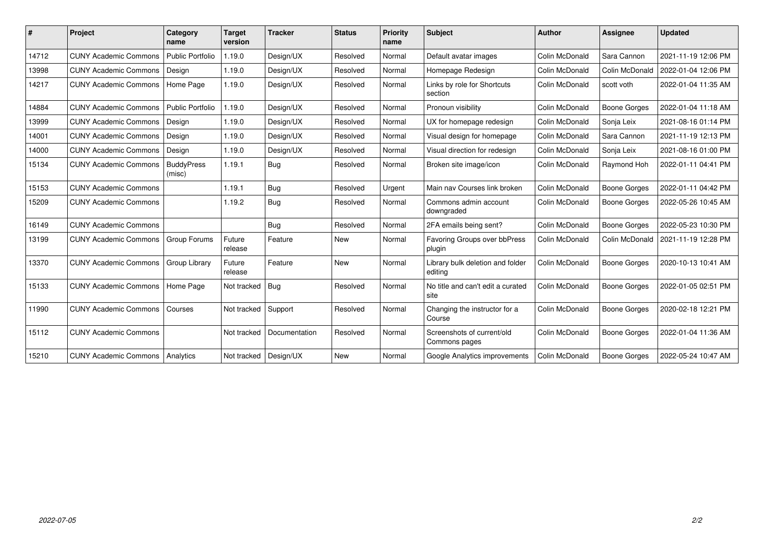| # | Project | Category name | Target version | Tracker | Status | Priority name | Subject | Author | Assignee | Updated |
|---|---|---|---|---|---|---|---|---|---|---|
| 14712 | CUNY Academic Commons | Public Portfolio | 1.19.0 | Design/UX | Resolved | Normal | Default avatar images | Colin McDonald | Sara Cannon | 2021-11-19 12:06 PM |
| 13998 | CUNY Academic Commons | Design | 1.19.0 | Design/UX | Resolved | Normal | Homepage Redesign | Colin McDonald | Colin McDonald | 2022-01-04 12:06 PM |
| 14217 | CUNY Academic Commons | Home Page | 1.19.0 | Design/UX | Resolved | Normal | Links by role for Shortcuts section | Colin McDonald | scott voth | 2022-01-04 11:35 AM |
| 14884 | CUNY Academic Commons | Public Portfolio | 1.19.0 | Design/UX | Resolved | Normal | Pronoun visibility | Colin McDonald | Boone Gorges | 2022-01-04 11:18 AM |
| 13999 | CUNY Academic Commons | Design | 1.19.0 | Design/UX | Resolved | Normal | UX for homepage redesign | Colin McDonald | Sonja Leix | 2021-08-16 01:14 PM |
| 14001 | CUNY Academic Commons | Design | 1.19.0 | Design/UX | Resolved | Normal | Visual design for homepage | Colin McDonald | Sara Cannon | 2021-11-19 12:13 PM |
| 14000 | CUNY Academic Commons | Design | 1.19.0 | Design/UX | Resolved | Normal | Visual direction for redesign | Colin McDonald | Sonja Leix | 2021-08-16 01:00 PM |
| 15134 | CUNY Academic Commons | BuddyPress (misc) | 1.19.1 | Bug | Resolved | Normal | Broken site image/icon | Colin McDonald | Raymond Hoh | 2022-01-11 04:41 PM |
| 15153 | CUNY Academic Commons | | 1.19.1 | Bug | Resolved | Urgent | Main nav Courses link broken | Colin McDonald | Boone Gorges | 2022-01-11 04:42 PM |
| 15209 | CUNY Academic Commons | | 1.19.2 | Bug | Resolved | Normal | Commons admin account downgraded | Colin McDonald | Boone Gorges | 2022-05-26 10:45 AM |
| 16149 | CUNY Academic Commons | | | Bug | Resolved | Normal | 2FA emails being sent? | Colin McDonald | Boone Gorges | 2022-05-23 10:30 PM |
| 13199 | CUNY Academic Commons | Group Forums | Future release | Feature | New | Normal | Favoring Groups over bbPress plugin | Colin McDonald | Colin McDonald | 2021-11-19 12:28 PM |
| 13370 | CUNY Academic Commons | Group Library | Future release | Feature | New | Normal | Library bulk deletion and folder editing | Colin McDonald | Boone Gorges | 2020-10-13 10:41 AM |
| 15133 | CUNY Academic Commons | Home Page | Not tracked | Bug | Resolved | Normal | No title and can't edit a curated site | Colin McDonald | Boone Gorges | 2022-01-05 02:51 PM |
| 11990 | CUNY Academic Commons | Courses | Not tracked | Support | Resolved | Normal | Changing the instructor for a Course | Colin McDonald | Boone Gorges | 2020-02-18 12:21 PM |
| 15112 | CUNY Academic Commons | | Not tracked | Documentation | Resolved | Normal | Screenshots of current/old Commons pages | Colin McDonald | Boone Gorges | 2022-01-04 11:36 AM |
| 15210 | CUNY Academic Commons | Analytics | Not tracked | Design/UX | New | Normal | Google Analytics improvements | Colin McDonald | Boone Gorges | 2022-05-24 10:47 AM |